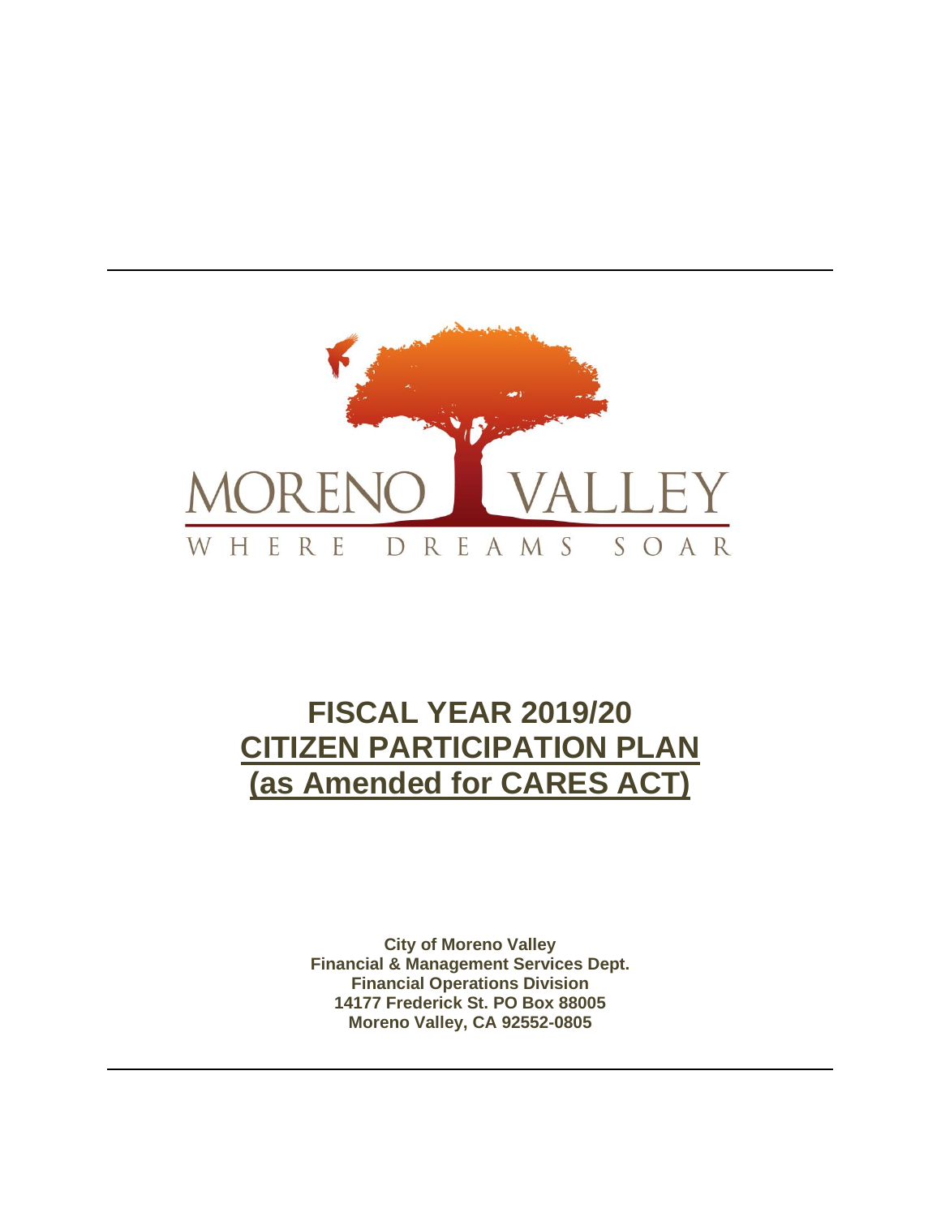MORENO VALLEY

WHERE DREAMS SOAR

# FISCAL YEAR 2019/20
# CITIZEN PARTICIPATION PLAN
# (as Amended for CARES ACT)

**City of Moreno Valley**
**Financial & Management Services Dept.**
**Financial Operations Division**
**14177 Frederick St. PO Box 88005**
**Moreno Valley, CA 92552-0805**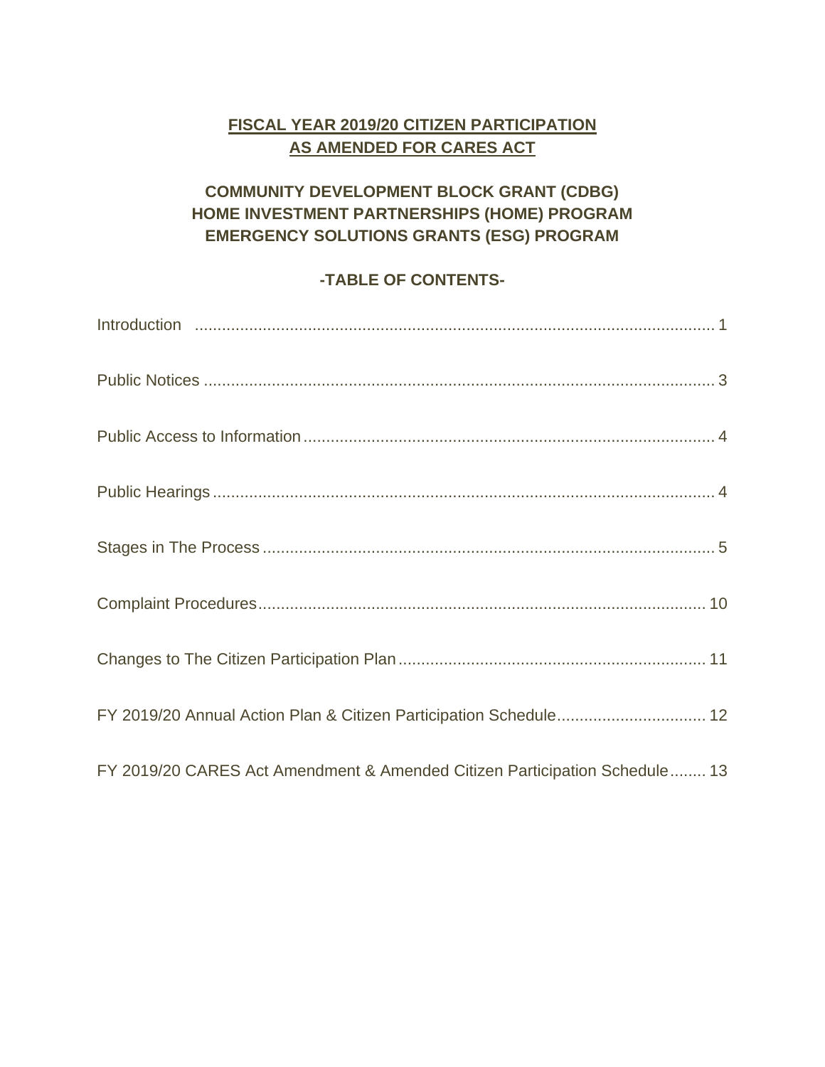# FISCAL YEAR 2019/20 CITIZEN PARTICIPATION AS AMENDED FOR CARES ACT

## COMMUNITY DEVELOPMENT BLOCK GRANT (CDBG) HOME INVESTMENT PARTNERSHIPS (HOME) PROGRAM EMERGENCY SOLUTIONS GRANTS (ESG) PROGRAM

### -TABLE OF CONTENTS-

Introduction .................................................................................................................. 1

Public Notices ................................................................................................................ 3

Public Access to Information .......................................................................................... 4

Public Hearings .............................................................................................................. 4

Stages in The Process .................................................................................................... 5

Complaint Procedures .................................................................................................... 10

Changes to The Citizen Participation Plan ...................................................................... 11

FY 2019/20 Annual Action Plan & Citizen Participation Schedule ................................. 12

FY 2019/20 CARES Act Amendment & Amended Citizen Participation Schedule ........ 13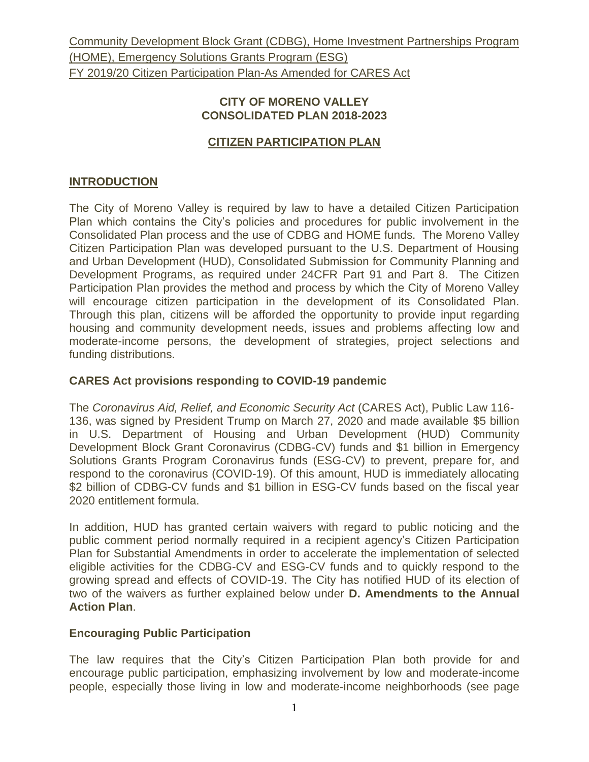Community Development Block Grant (CDBG), Home Investment Partnerships Program (HOME), Emergency Solutions Grants Program (ESG)
FY 2019/20 Citizen Participation Plan-As Amended for CARES Act

**CITY OF MORENO VALLEY**
**CONSOLIDATED PLAN 2018-2023**

## CITIZEN PARTICIPATION PLAN

## INTRODUCTION

The City of Moreno Valley is required by law to have a detailed Citizen Participation Plan which contains the City's policies and procedures for public involvement in the Consolidated Plan process and the use of CDBG and HOME funds. The Moreno Valley Citizen Participation Plan was developed pursuant to the U.S. Department of Housing and Urban Development (HUD), Consolidated Submission for Community Planning and Development Programs, as required under 24CFR Part 91 and Part 8. The Citizen Participation Plan provides the method and process by which the City of Moreno Valley will encourage citizen participation in the development of its Consolidated Plan. Through this plan, citizens will be afforded the opportunity to provide input regarding housing and community development needs, issues and problems affecting low and moderate-income persons, the development of strategies, project selections and funding distributions.

### CARES Act provisions responding to COVID-19 pandemic

The *Coronavirus Aid, Relief, and Economic Security Act* (CARES Act), Public Law 116-136, was signed by President Trump on March 27, 2020 and made available $5 billion in U.S. Department of Housing and Urban Development (HUD) Community Development Block Grant Coronavirus (CDBG-CV) funds and $1 billion in Emergency Solutions Grants Program Coronavirus funds (ESG-CV) to prevent, prepare for, and respond to the coronavirus (COVID-19). Of this amount, HUD is immediately allocating $2 billion of CDBG-CV funds and $1 billion in ESG-CV funds based on the fiscal year 2020 entitlement formula.

In addition, HUD has granted certain waivers with regard to public noticing and the public comment period normally required in a recipient agency's Citizen Participation Plan for Substantial Amendments in order to accelerate the implementation of selected eligible activities for the CDBG-CV and ESG-CV funds and to quickly respond to the growing spread and effects of COVID-19. The City has notified HUD of its election of two of the waivers as further explained below under **D. Amendments to the Annual Action Plan**.

### Encouraging Public Participation

The law requires that the City's Citizen Participation Plan both provide for and encourage public participation, emphasizing involvement by low and moderate-income people, especially those living in low and moderate-income neighborhoods (see page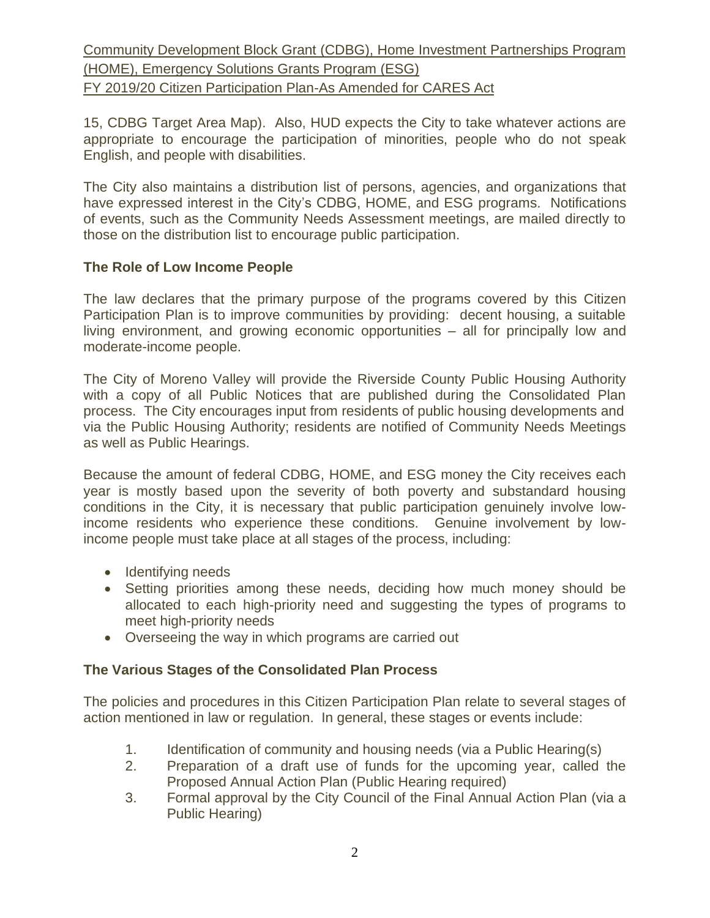15, CDBG Target Area Map). Also, HUD expects the City to take whatever actions are appropriate to encourage the participation of minorities, people who do not speak English, and people with disabilities.

The City also maintains a distribution list of persons, agencies, and organizations that have expressed interest in the City's CDBG, HOME, and ESG programs. Notifications of events, such as the Community Needs Assessment meetings, are mailed directly to those on the distribution list to encourage public participation.

**The Role of Low Income People**

The law declares that the primary purpose of the programs covered by this Citizen Participation Plan is to improve communities by providing: decent housing, a suitable living environment, and growing economic opportunities – all for principally low and moderate-income people.

The City of Moreno Valley will provide the Riverside County Public Housing Authority with a copy of all Public Notices that are published during the Consolidated Plan process. The City encourages input from residents of public housing developments and via the Public Housing Authority; residents are notified of Community Needs Meetings as well as Public Hearings.

Because the amount of federal CDBG, HOME, and ESG money the City receives each year is mostly based upon the severity of both poverty and substandard housing conditions in the City, it is necessary that public participation genuinely involve low-income residents who experience these conditions. Genuine involvement by low-income people must take place at all stages of the process, including:

- Identifying needs
- Setting priorities among these needs, deciding how much money should be allocated to each high-priority need and suggesting the types of programs to meet high-priority needs
- Overseeing the way in which programs are carried out

**The Various Stages of the Consolidated Plan Process**

The policies and procedures in this Citizen Participation Plan relate to several stages of action mentioned in law or regulation. In general, these stages or events include:

1. Identification of community and housing needs (via a Public Hearing(s)
2. Preparation of a draft use of funds for the upcoming year, called the Proposed Annual Action Plan (Public Hearing required)
3. Formal approval by the City Council of the Final Annual Action Plan (via a Public Hearing)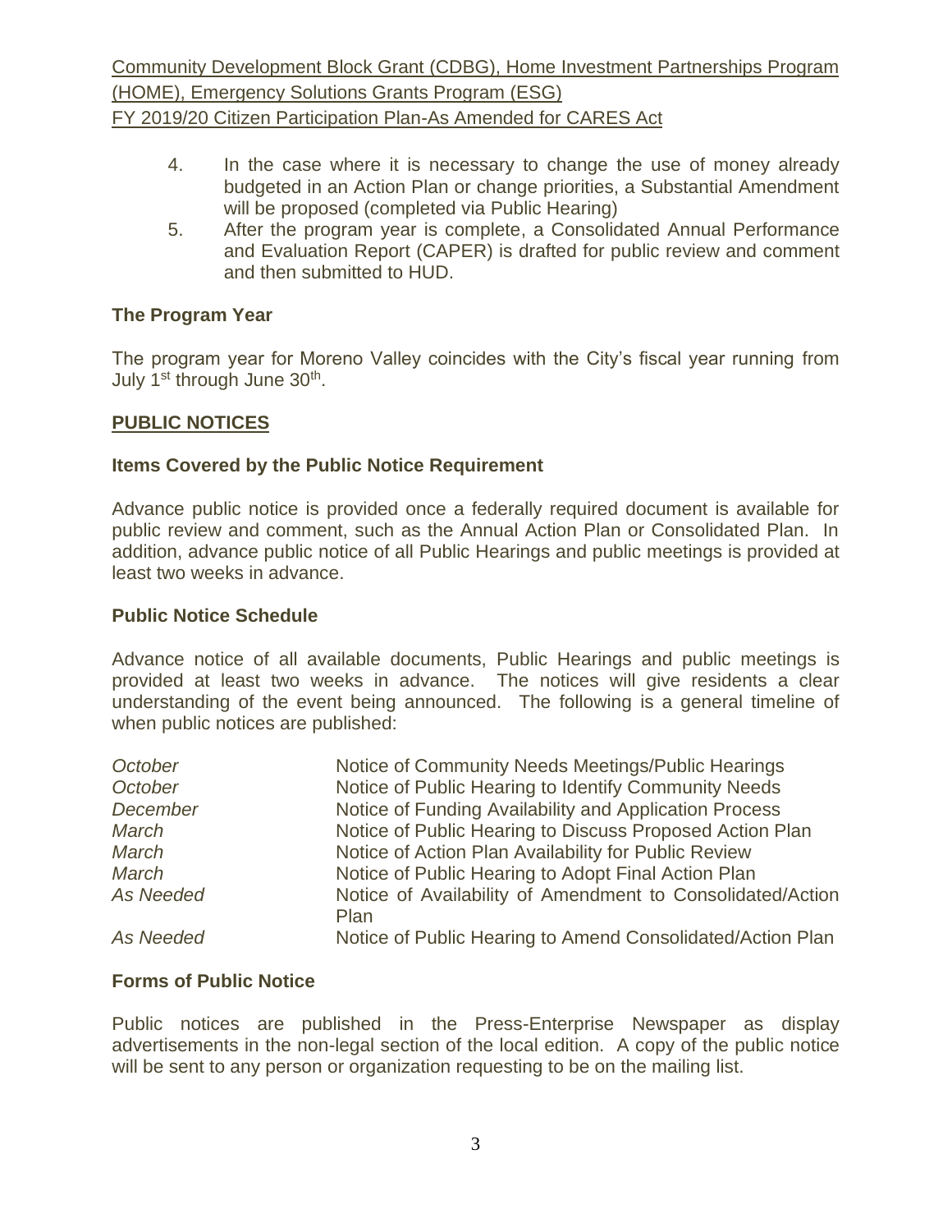4. In the case where it is necessary to change the use of money already budgeted in an Action Plan or change priorities, a Substantial Amendment will be proposed (completed via Public Hearing)
5. After the program year is complete, a Consolidated Annual Performance and Evaluation Report (CAPER) is drafted for public review and comment and then submitted to HUD.

### The Program Year

The program year for Moreno Valley coincides with the City's fiscal year running from July 1st through June 30th.

## PUBLIC NOTICES

### Items Covered by the Public Notice Requirement

Advance public notice is provided once a federally required document is available for public review and comment, such as the Annual Action Plan or Consolidated Plan. In addition, advance public notice of all Public Hearings and public meetings is provided at least two weeks in advance.

### Public Notice Schedule

Advance notice of all available documents, Public Hearings and public meetings is provided at least two weeks in advance. The notices will give residents a clear understanding of the event being announced. The following is a general timeline of when public notices are published:

| | |
|---|---|
| *October* | Notice of Community Needs Meetings/Public Hearings |
| *October* | Notice of Public Hearing to Identify Community Needs |
| *December* | Notice of Funding Availability and Application Process |
| *March* | Notice of Public Hearing to Discuss Proposed Action Plan |
| *March* | Notice of Action Plan Availability for Public Review |
| *March* | Notice of Public Hearing to Adopt Final Action Plan |
| *As Needed* | Notice of Availability of Amendment to Consolidated/Action Plan |
| *As Needed* | Notice of Public Hearing to Amend Consolidated/Action Plan |

### Forms of Public Notice

Public notices are published in the Press-Enterprise Newspaper as display advertisements in the non-legal section of the local edition. A copy of the public notice will be sent to any person or organization requesting to be on the mailing list.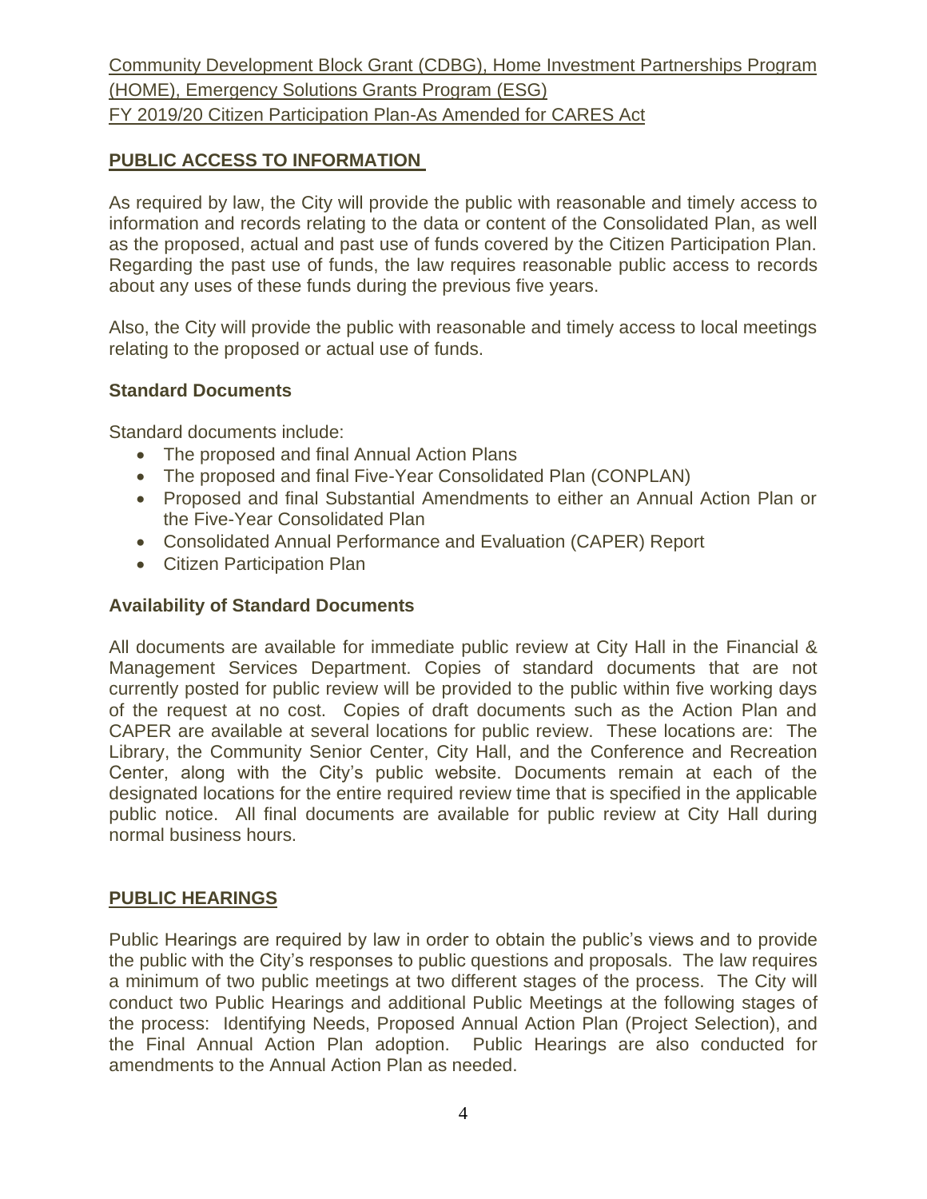Community Development Block Grant (CDBG), Home Investment Partnerships Program (HOME), Emergency Solutions Grants Program (ESG)
FY 2019/20 Citizen Participation Plan-As Amended for CARES Act

## PUBLIC ACCESS TO INFORMATION

As required by law, the City will provide the public with reasonable and timely access to information and records relating to the data or content of the Consolidated Plan, as well as the proposed, actual and past use of funds covered by the Citizen Participation Plan. Regarding the past use of funds, the law requires reasonable public access to records about any uses of these funds during the previous five years.

Also, the City will provide the public with reasonable and timely access to local meetings relating to the proposed or actual use of funds.

### Standard Documents

Standard documents include:

- The proposed and final Annual Action Plans
- The proposed and final Five-Year Consolidated Plan (CONPLAN)
- Proposed and final Substantial Amendments to either an Annual Action Plan or the Five-Year Consolidated Plan
- Consolidated Annual Performance and Evaluation (CAPER) Report
- Citizen Participation Plan

### Availability of Standard Documents

All documents are available for immediate public review at City Hall in the Financial & Management Services Department. Copies of standard documents that are not currently posted for public review will be provided to the public within five working days of the request at no cost. Copies of draft documents such as the Action Plan and CAPER are available at several locations for public review. These locations are: The Library, the Community Senior Center, City Hall, and the Conference and Recreation Center, along with the City's public website. Documents remain at each of the designated locations for the entire required review time that is specified in the applicable public notice. All final documents are available for public review at City Hall during normal business hours.

## PUBLIC HEARINGS

Public Hearings are required by law in order to obtain the public's views and to provide the public with the City's responses to public questions and proposals. The law requires a minimum of two public meetings at two different stages of the process. The City will conduct two Public Hearings and additional Public Meetings at the following stages of the process: Identifying Needs, Proposed Annual Action Plan (Project Selection), and the Final Annual Action Plan adoption. Public Hearings are also conducted for amendments to the Annual Action Plan as needed.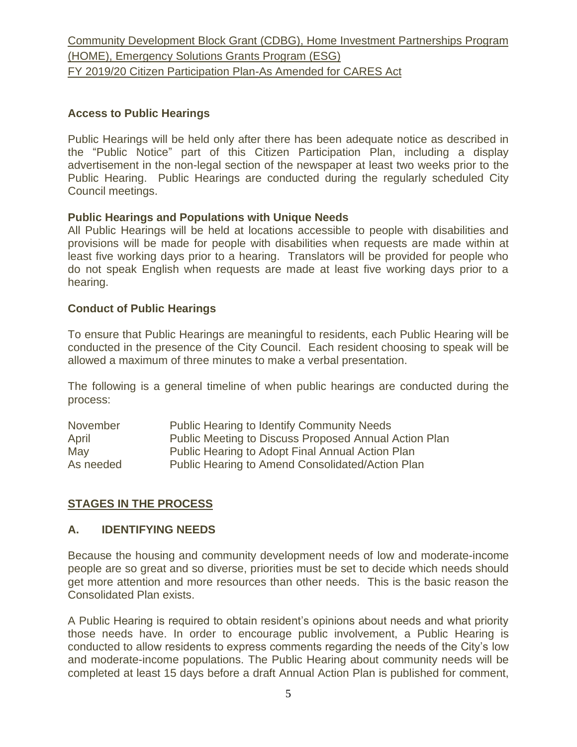Community Development Block Grant (CDBG), Home Investment Partnerships Program (HOME), Emergency Solutions Grants Program (ESG)
FY 2019/20 Citizen Participation Plan-As Amended for CARES Act

### Access to Public Hearings

Public Hearings will be held only after there has been adequate notice as described in the "Public Notice" part of this Citizen Participation Plan, including a display advertisement in the non-legal section of the newspaper at least two weeks prior to the Public Hearing. Public Hearings are conducted during the regularly scheduled City Council meetings.

### Public Hearings and Populations with Unique Needs

All Public Hearings will be held at locations accessible to people with disabilities and provisions will be made for people with disabilities when requests are made within at least five working days prior to a hearing. Translators will be provided for people who do not speak English when requests are made at least five working days prior to a hearing.

### Conduct of Public Hearings

To ensure that Public Hearings are meaningful to residents, each Public Hearing will be conducted in the presence of the City Council. Each resident choosing to speak will be allowed a maximum of three minutes to make a verbal presentation.

The following is a general timeline of when public hearings are conducted during the process:

| | |
|---|---|
| November | Public Hearing to Identify Community Needs |
| April | Public Meeting to Discuss Proposed Annual Action Plan |
| May | Public Hearing to Adopt Final Annual Action Plan |
| As needed | Public Hearing to Amend Consolidated/Action Plan |

## STAGES IN THE PROCESS

### A. IDENTIFYING NEEDS

Because the housing and community development needs of low and moderate-income people are so great and so diverse, priorities must be set to decide which needs should get more attention and more resources than other needs. This is the basic reason the Consolidated Plan exists.

A Public Hearing is required to obtain resident's opinions about needs and what priority those needs have. In order to encourage public involvement, a Public Hearing is conducted to allow residents to express comments regarding the needs of the City's low and moderate-income populations. The Public Hearing about community needs will be completed at least 15 days before a draft Annual Action Plan is published for comment,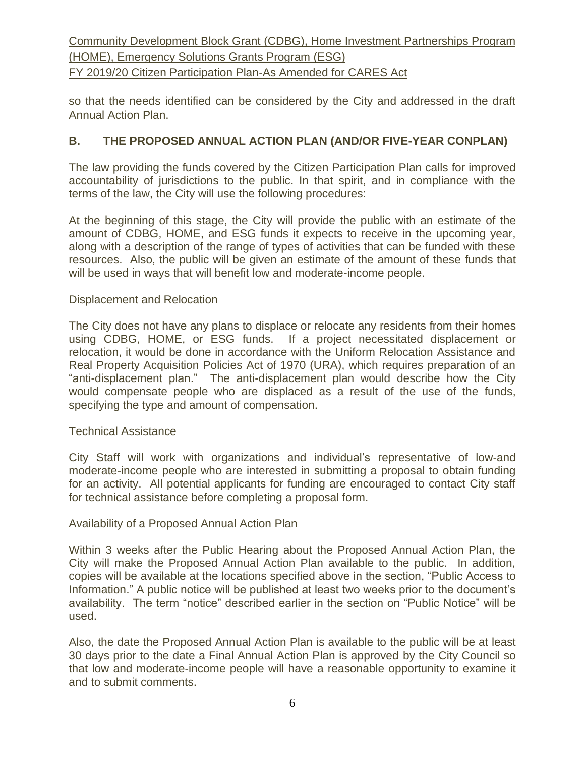so that the needs identified can be considered by the City and addressed in the draft Annual Action Plan.

## B. THE PROPOSED ANNUAL ACTION PLAN (AND/OR FIVE-YEAR CONPLAN)

The law providing the funds covered by the Citizen Participation Plan calls for improved accountability of jurisdictions to the public. In that spirit, and in compliance with the terms of the law, the City will use the following procedures:

At the beginning of this stage, the City will provide the public with an estimate of the amount of CDBG, HOME, and ESG funds it expects to receive in the upcoming year, along with a description of the range of types of activities that can be funded with these resources. Also, the public will be given an estimate of the amount of these funds that will be used in ways that will benefit low and moderate-income people.

### Displacement and Relocation

The City does not have any plans to displace or relocate any residents from their homes using CDBG, HOME, or ESG funds. If a project necessitated displacement or relocation, it would be done in accordance with the Uniform Relocation Assistance and Real Property Acquisition Policies Act of 1970 (URA), which requires preparation of an "anti-displacement plan." The anti-displacement plan would describe how the City would compensate people who are displaced as a result of the use of the funds, specifying the type and amount of compensation.

### Technical Assistance

City Staff will work with organizations and individual's representative of low-and moderate-income people who are interested in submitting a proposal to obtain funding for an activity. All potential applicants for funding are encouraged to contact City staff for technical assistance before completing a proposal form.

### Availability of a Proposed Annual Action Plan

Within 3 weeks after the Public Hearing about the Proposed Annual Action Plan, the City will make the Proposed Annual Action Plan available to the public. In addition, copies will be available at the locations specified above in the section, "Public Access to Information." A public notice will be published at least two weeks prior to the document's availability. The term "notice" described earlier in the section on "Public Notice" will be used.

Also, the date the Proposed Annual Action Plan is available to the public will be at least 30 days prior to the date a Final Annual Action Plan is approved by the City Council so that low and moderate-income people will have a reasonable opportunity to examine it and to submit comments.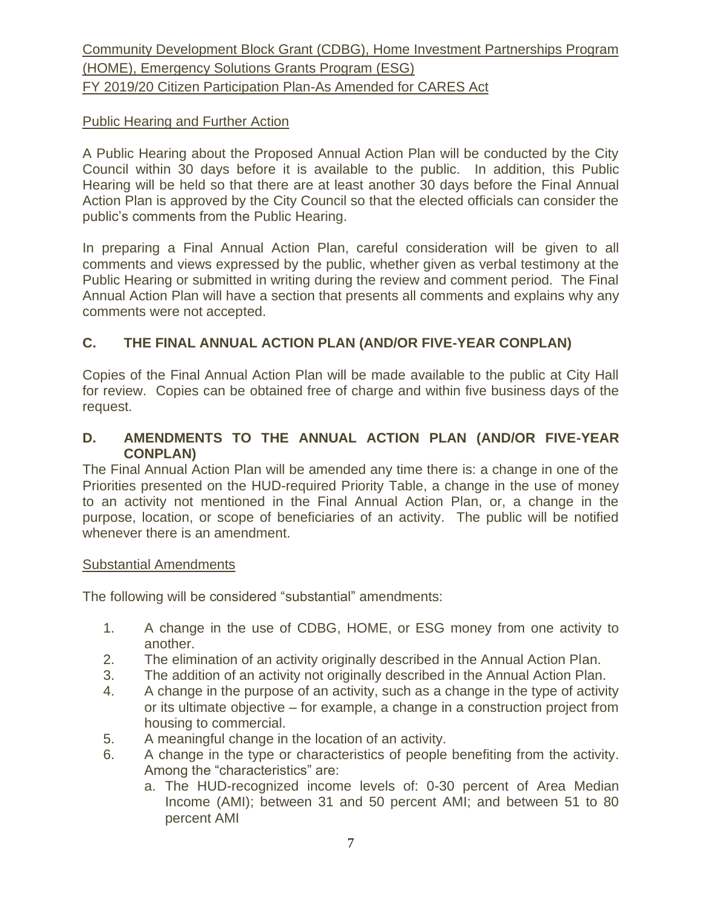Public Hearing and Further Action

A Public Hearing about the Proposed Annual Action Plan will be conducted by the City Council within 30 days before it is available to the public. In addition, this Public Hearing will be held so that there are at least another 30 days before the Final Annual Action Plan is approved by the City Council so that the elected officials can consider the public's comments from the Public Hearing.

In preparing a Final Annual Action Plan, careful consideration will be given to all comments and views expressed by the public, whether given as verbal testimony at the Public Hearing or submitted in writing during the review and comment period. The Final Annual Action Plan will have a section that presents all comments and explains why any comments were not accepted.

## C. THE FINAL ANNUAL ACTION PLAN (AND/OR FIVE-YEAR CONPLAN)

Copies of the Final Annual Action Plan will be made available to the public at City Hall for review. Copies can be obtained free of charge and within five business days of the request.

## D. AMENDMENTS TO THE ANNUAL ACTION PLAN (AND/OR FIVE-YEAR CONPLAN)

The Final Annual Action Plan will be amended any time there is: a change in one of the Priorities presented on the HUD-required Priority Table, a change in the use of money to an activity not mentioned in the Final Annual Action Plan, or, a change in the purpose, location, or scope of beneficiaries of an activity. The public will be notified whenever there is an amendment.

Substantial Amendments

The following will be considered "substantial" amendments:

1. A change in the use of CDBG, HOME, or ESG money from one activity to another.
2. The elimination of an activity originally described in the Annual Action Plan.
3. The addition of an activity not originally described in the Annual Action Plan.
4. A change in the purpose of an activity, such as a change in the type of activity or its ultimate objective – for example, a change in a construction project from housing to commercial.
5. A meaningful change in the location of an activity.
6. A change in the type or characteristics of people benefiting from the activity. Among the "characteristics" are:
   a. The HUD-recognized income levels of: 0-30 percent of Area Median Income (AMI); between 31 and 50 percent AMI; and between 51 to 80 percent AMI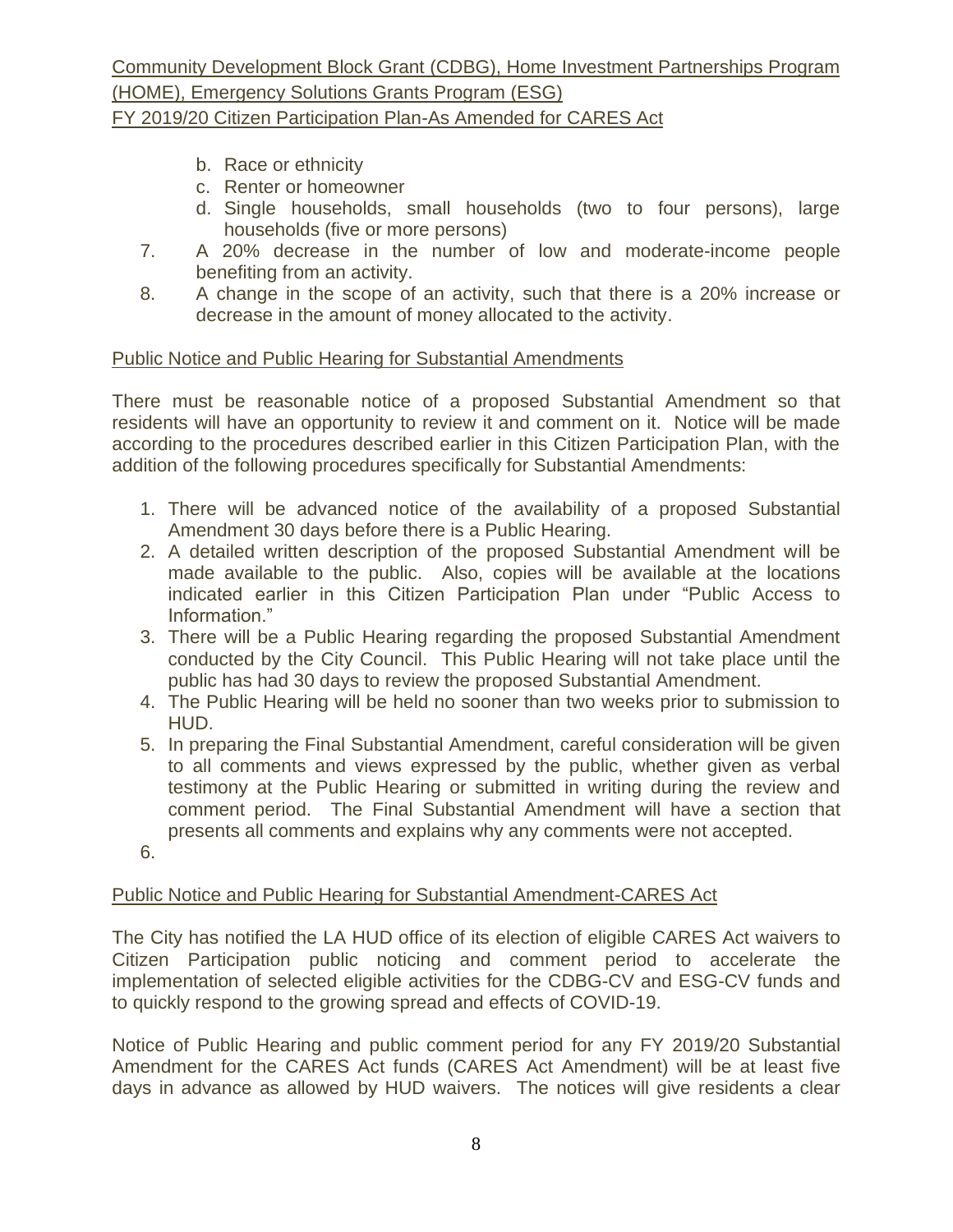b. Race or ethnicity
   c. Renter or homeowner
   d. Single households, small households (two to four persons), large households (five or more persons)

7. A 20% decrease in the number of low and moderate-income people benefiting from an activity.
8. A change in the scope of an activity, such that there is a 20% increase or decrease in the amount of money allocated to the activity.

## Public Notice and Public Hearing for Substantial Amendments

There must be reasonable notice of a proposed Substantial Amendment so that residents will have an opportunity to review it and comment on it. Notice will be made according to the procedures described earlier in this Citizen Participation Plan, with the addition of the following procedures specifically for Substantial Amendments:

1. There will be advanced notice of the availability of a proposed Substantial Amendment 30 days before there is a Public Hearing.
2. A detailed written description of the proposed Substantial Amendment will be made available to the public. Also, copies will be available at the locations indicated earlier in this Citizen Participation Plan under "Public Access to Information."
3. There will be a Public Hearing regarding the proposed Substantial Amendment conducted by the City Council. This Public Hearing will not take place until the public has had 30 days to review the proposed Substantial Amendment.
4. The Public Hearing will be held no sooner than two weeks prior to submission to HUD.
5. In preparing the Final Substantial Amendment, careful consideration will be given to all comments and views expressed by the public, whether given as verbal testimony at the Public Hearing or submitted in writing during the review and comment period. The Final Substantial Amendment will have a section that presents all comments and explains why any comments were not accepted.
6. 

## Public Notice and Public Hearing for Substantial Amendment-CARES Act

The City has notified the LA HUD office of its election of eligible CARES Act waivers to Citizen Participation public noticing and comment period to accelerate the implementation of selected eligible activities for the CDBG-CV and ESG-CV funds and to quickly respond to the growing spread and effects of COVID-19.

Notice of Public Hearing and public comment period for any FY 2019/20 Substantial Amendment for the CARES Act funds (CARES Act Amendment) will be at least five days in advance as allowed by HUD waivers. The notices will give residents a clear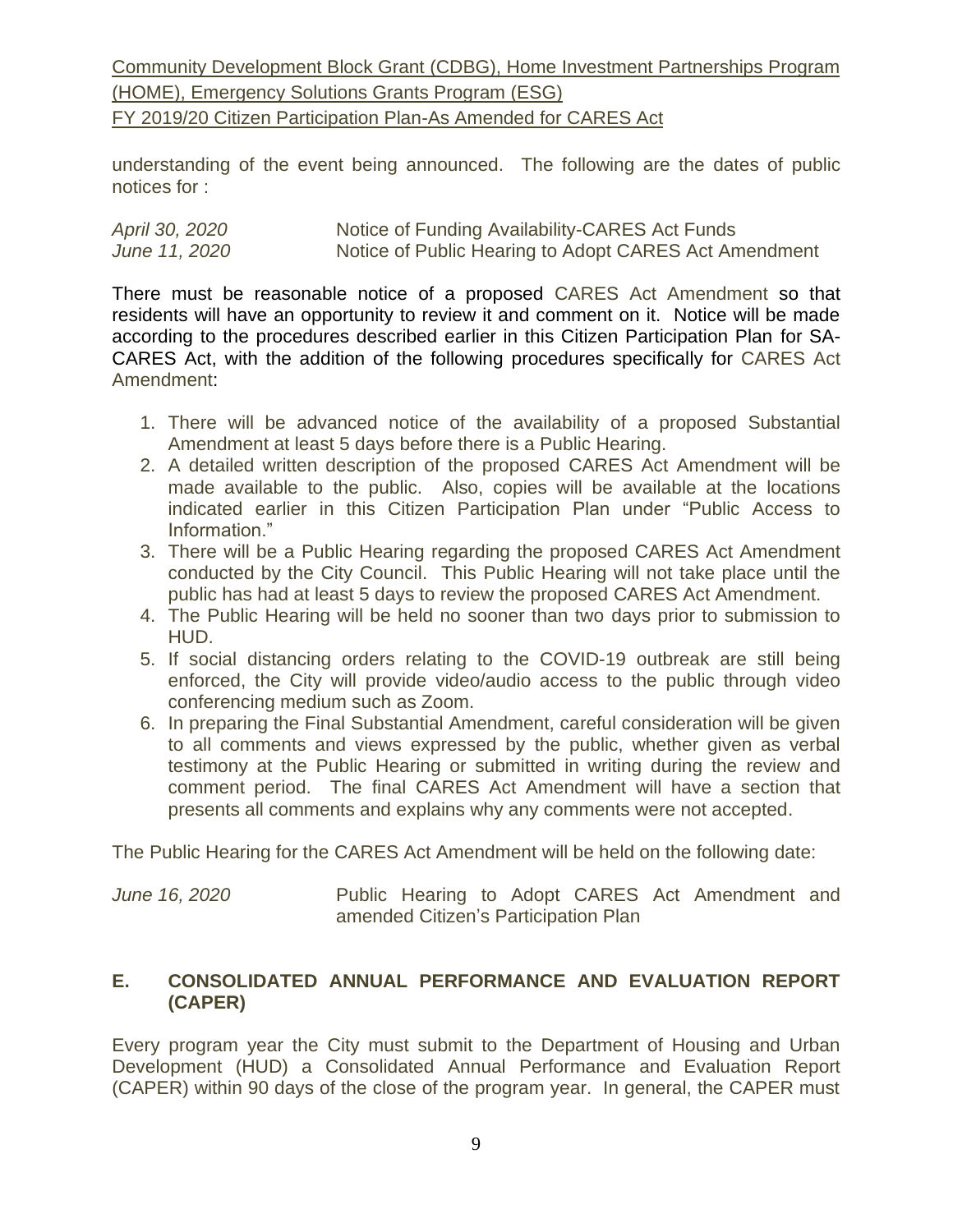understanding of the event being announced. The following are the dates of public notices for :

*April 30, 2020* Notice of Funding Availability-CARES Act Funds
*June 11, 2020* Notice of Public Hearing to Adopt CARES Act Amendment

There must be reasonable notice of a proposed CARES Act Amendment so that residents will have an opportunity to review it and comment on it. Notice will be made according to the procedures described earlier in this Citizen Participation Plan for SA-CARES Act, with the addition of the following procedures specifically for CARES Act Amendment:

1. There will be advanced notice of the availability of a proposed Substantial Amendment at least 5 days before there is a Public Hearing.
2. A detailed written description of the proposed CARES Act Amendment will be made available to the public. Also, copies will be available at the locations indicated earlier in this Citizen Participation Plan under "Public Access to Information."
3. There will be a Public Hearing regarding the proposed CARES Act Amendment conducted by the City Council. This Public Hearing will not take place until the public has had at least 5 days to review the proposed CARES Act Amendment.
4. The Public Hearing will be held no sooner than two days prior to submission to HUD.
5. If social distancing orders relating to the COVID-19 outbreak are still being enforced, the City will provide video/audio access to the public through video conferencing medium such as Zoom.
6. In preparing the Final Substantial Amendment, careful consideration will be given to all comments and views expressed by the public, whether given as verbal testimony at the Public Hearing or submitted in writing during the review and comment period. The final CARES Act Amendment will have a section that presents all comments and explains why any comments were not accepted.

The Public Hearing for the CARES Act Amendment will be held on the following date:

*June 16, 2020* Public Hearing to Adopt CARES Act Amendment and amended Citizen's Participation Plan

## E. CONSOLIDATED ANNUAL PERFORMANCE AND EVALUATION REPORT (CAPER)

Every program year the City must submit to the Department of Housing and Urban Development (HUD) a Consolidated Annual Performance and Evaluation Report (CAPER) within 90 days of the close of the program year. In general, the CAPER must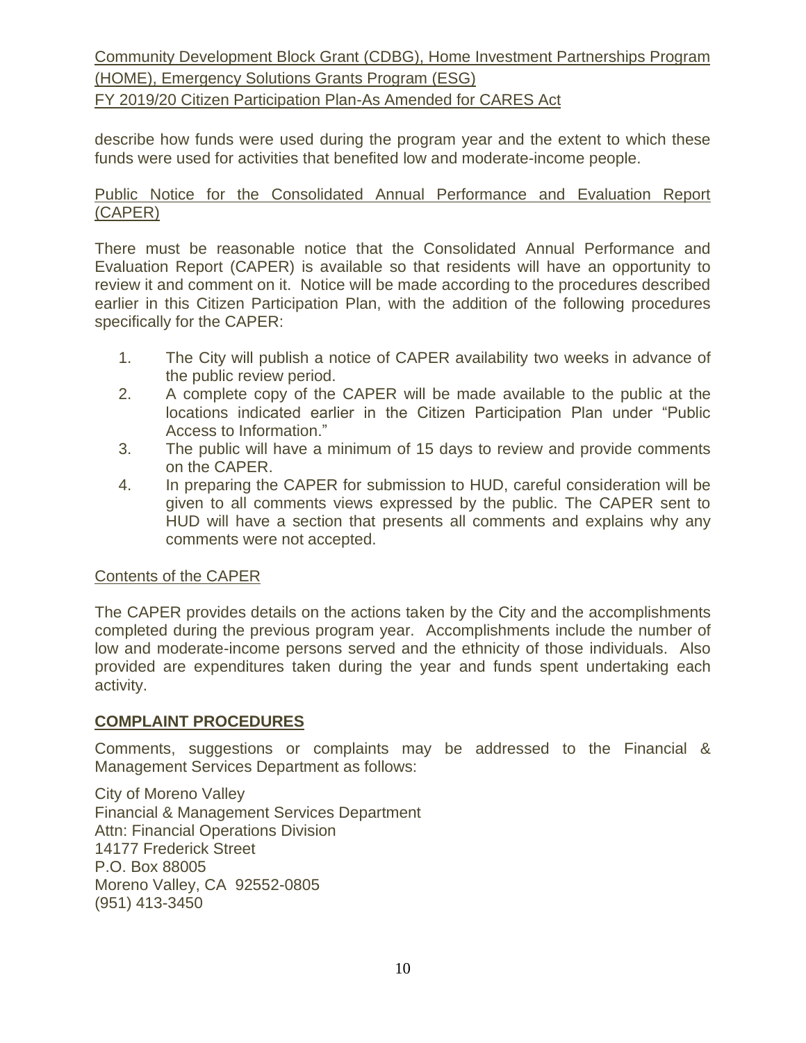describe how funds were used during the program year and the extent to which these funds were used for activities that benefited low and moderate-income people.

Public Notice for the Consolidated Annual Performance and Evaluation Report (CAPER)

There must be reasonable notice that the Consolidated Annual Performance and Evaluation Report (CAPER) is available so that residents will have an opportunity to review it and comment on it. Notice will be made according to the procedures described earlier in this Citizen Participation Plan, with the addition of the following procedures specifically for the CAPER:

1. The City will publish a notice of CAPER availability two weeks in advance of the public review period.
2. A complete copy of the CAPER will be made available to the public at the locations indicated earlier in the Citizen Participation Plan under "Public Access to Information."
3. The public will have a minimum of 15 days to review and provide comments on the CAPER.
4. In preparing the CAPER for submission to HUD, careful consideration will be given to all comments views expressed by the public. The CAPER sent to HUD will have a section that presents all comments and explains why any comments were not accepted.

Contents of the CAPER

The CAPER provides details on the actions taken by the City and the accomplishments completed during the previous program year. Accomplishments include the number of low and moderate-income persons served and the ethnicity of those individuals. Also provided are expenditures taken during the year and funds spent undertaking each activity.

## COMPLAINT PROCEDURES

Comments, suggestions or complaints may be addressed to the Financial & Management Services Department as follows:

City of Moreno Valley
Financial & Management Services Department
Attn: Financial Operations Division
14177 Frederick Street
P.O. Box 88005
Moreno Valley, CA 92552-0805
(951) 413-3450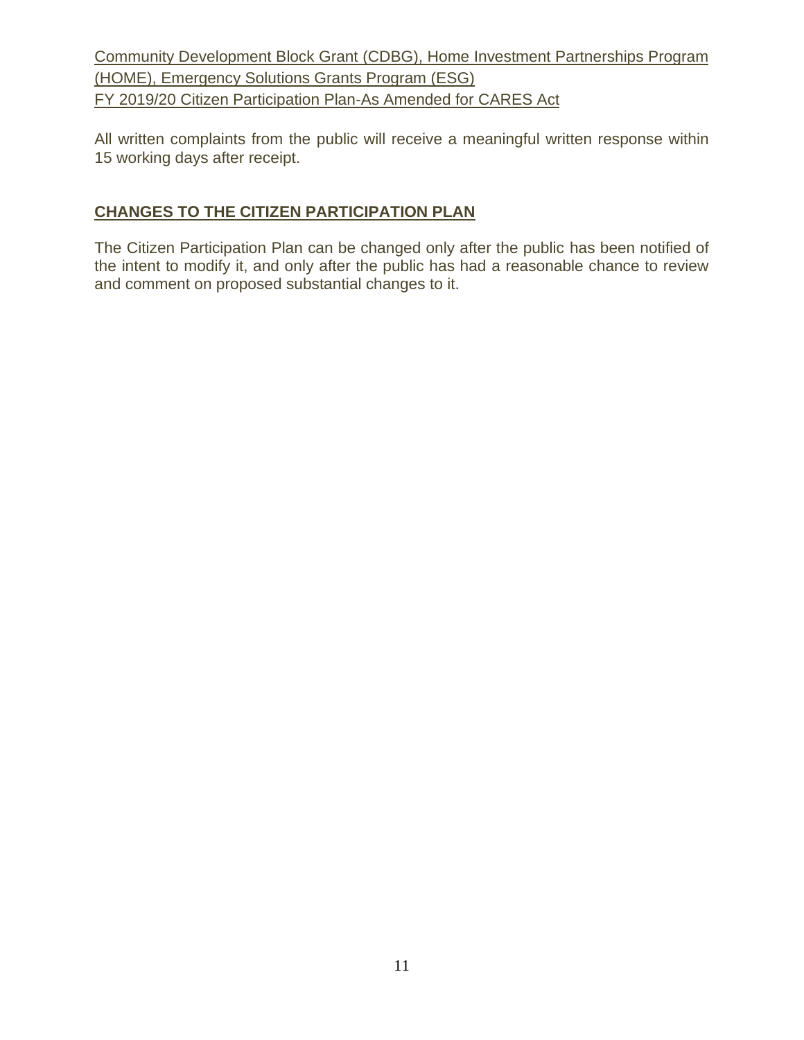All written complaints from the public will receive a meaningful written response within 15 working days after receipt.

## CHANGES TO THE CITIZEN PARTICIPATION PLAN

The Citizen Participation Plan can be changed only after the public has been notified of the intent to modify it, and only after the public has had a reasonable chance to review and comment on proposed substantial changes to it.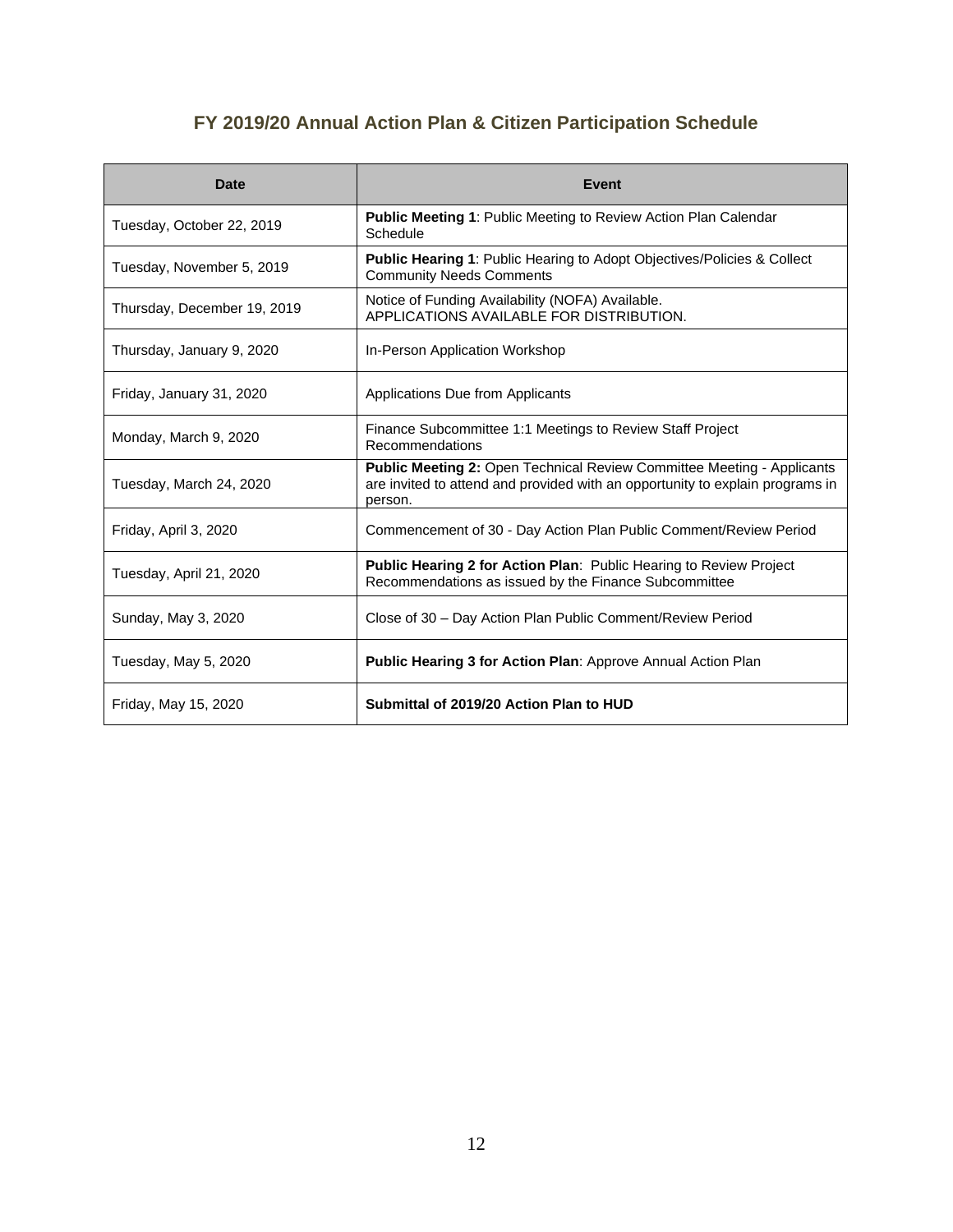# FY 2019/20 Annual Action Plan & Citizen Participation Schedule

| Date | Event |
|---|---|
| Tuesday, October 22, 2019 | **Public Meeting 1**: Public Meeting to Review Action Plan Calendar Schedule |
| Tuesday, November 5, 2019 | **Public Hearing 1**: Public Hearing to Adopt Objectives/Policies & Collect Community Needs Comments |
| Thursday, December 19, 2019 | Notice of Funding Availability (NOFA) Available. APPLICATIONS AVAILABLE FOR DISTRIBUTION. |
| Thursday, January 9, 2020 | In-Person Application Workshop |
| Friday, January 31, 2020 | Applications Due from Applicants |
| Monday, March 9, 2020 | Finance Subcommittee 1:1 Meetings to Review Staff Project Recommendations |
| Tuesday, March 24, 2020 | **Public Meeting 2:** Open Technical Review Committee Meeting - Applicants are invited to attend and provided with an opportunity to explain programs in person. |
| Friday, April 3, 2020 | Commencement of 30 - Day Action Plan Public Comment/Review Period |
| Tuesday, April 21, 2020 | **Public Hearing 2 for Action Plan**: Public Hearing to Review Project Recommendations as issued by the Finance Subcommittee |
| Sunday, May 3, 2020 | Close of 30 – Day Action Plan Public Comment/Review Period |
| Tuesday, May 5, 2020 | **Public Hearing 3 for Action Plan**: Approve Annual Action Plan |
| Friday, May 15, 2020 | **Submittal of 2019/20 Action Plan to HUD** |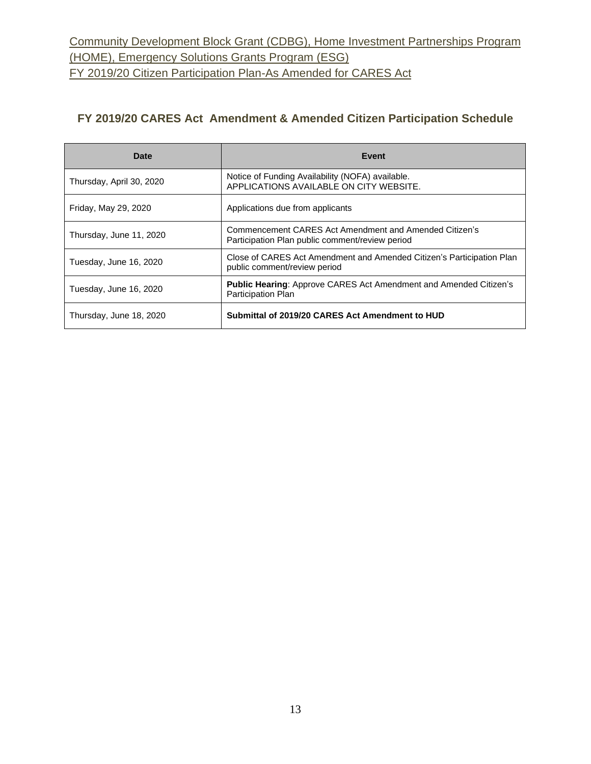Community Development Block Grant (CDBG), Home Investment Partnerships Program (HOME), Emergency Solutions Grants Program (ESG)
FY 2019/20 Citizen Participation Plan-As Amended for CARES Act

## FY 2019/20 CARES Act Amendment & Amended Citizen Participation Schedule

| Date | Event |
|---|---|
| Thursday, April 30, 2020 | Notice of Funding Availability (NOFA) available. APPLICATIONS AVAILABLE ON CITY WEBSITE. |
| Friday, May 29, 2020 | Applications due from applicants |
| Thursday, June 11, 2020 | Commencement CARES Act Amendment and Amended Citizen's Participation Plan public comment/review period |
| Tuesday, June 16, 2020 | Close of CARES Act Amendment and Amended Citizen's Participation Plan public comment/review period |
| Tuesday, June 16, 2020 | **Public Hearing**: Approve CARES Act Amendment and Amended Citizen's Participation Plan |
| Thursday, June 18, 2020 | **Submittal of 2019/20 CARES Act Amendment to HUD** |